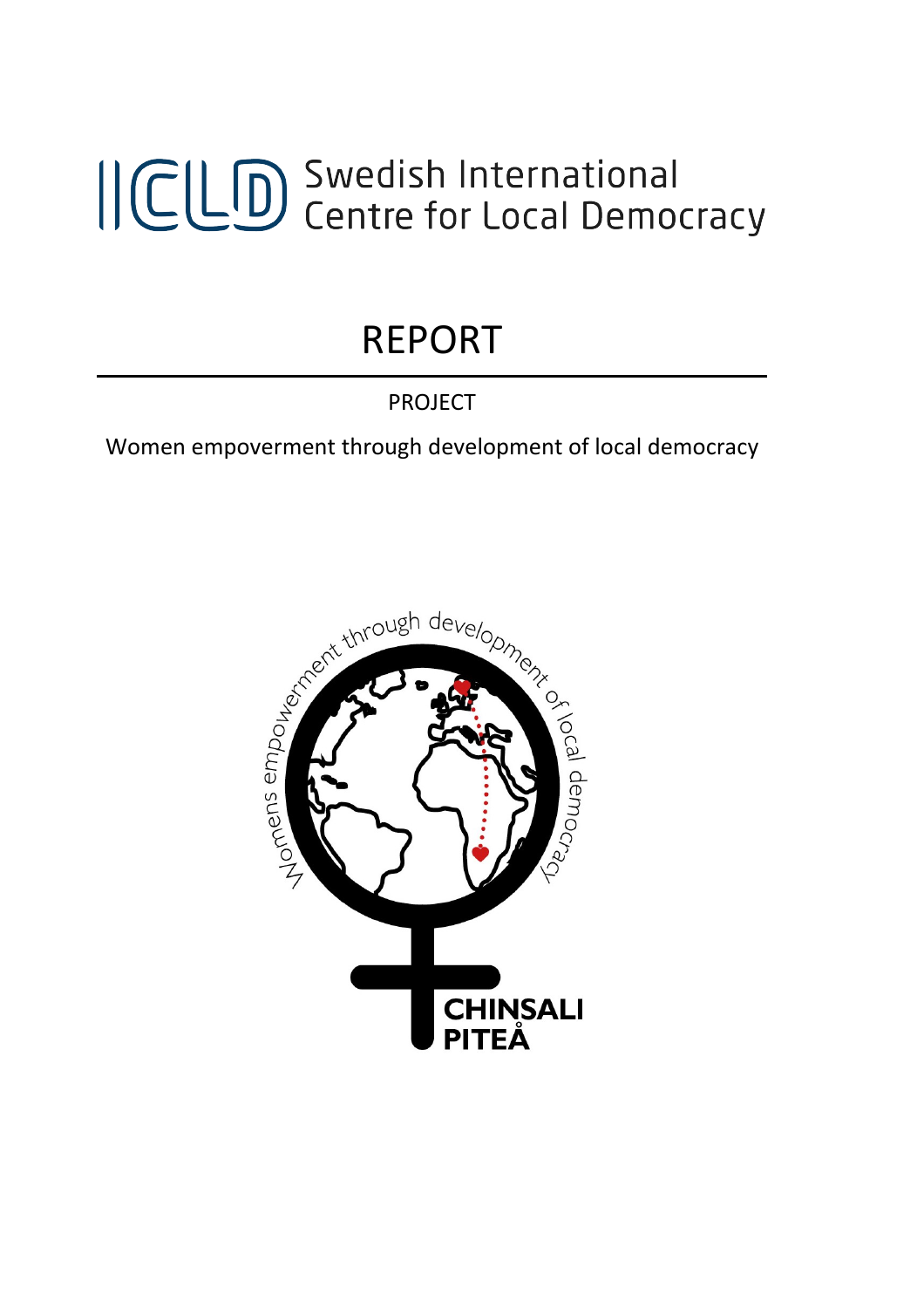ICLD Swedish International Centre for Local Democracy

# REPORT

PROJECT

Women empoverment through development of local democracy

Womens empowerment through development of local democracy

CHINSALI
PITEÅ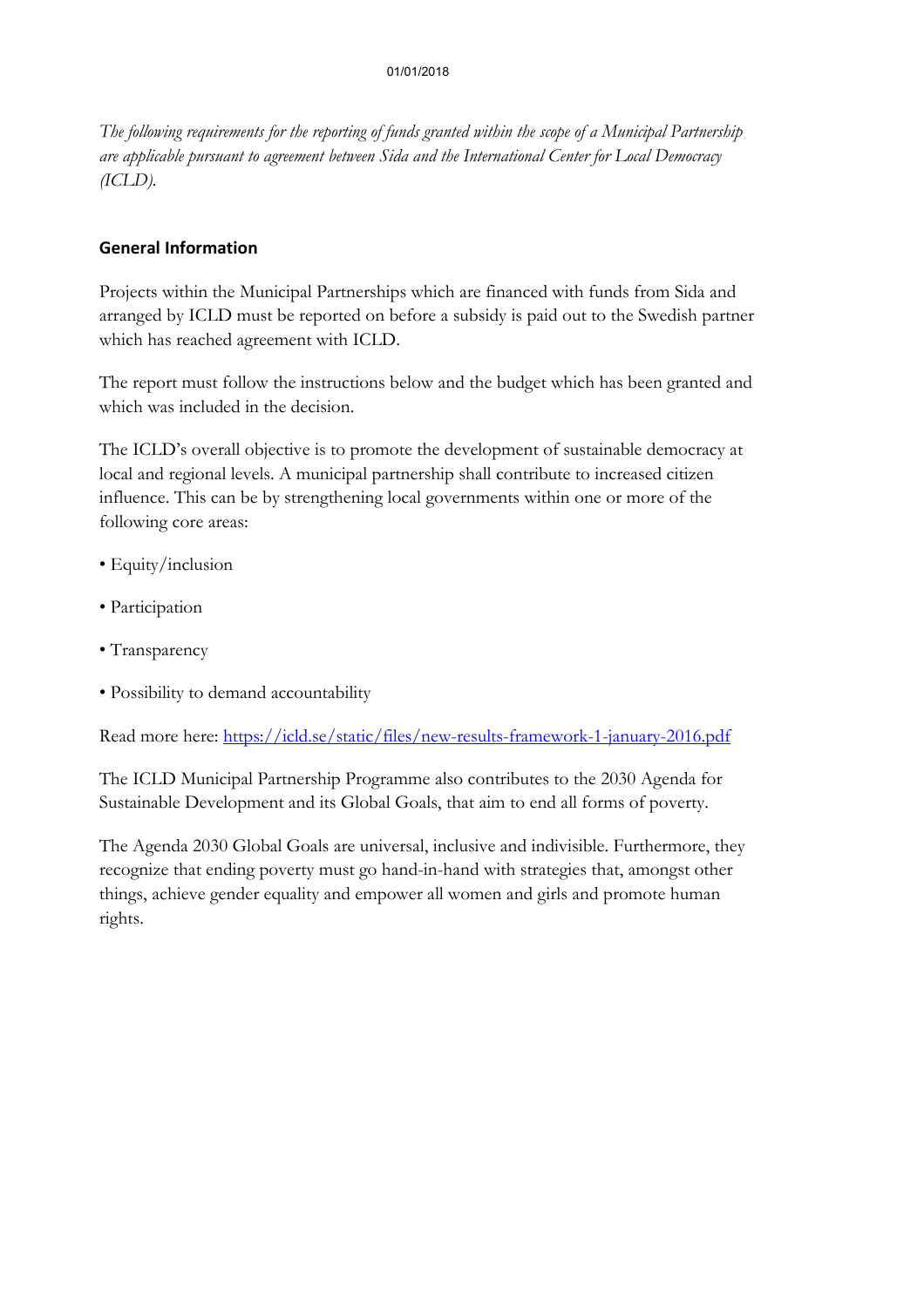*The following requirements for the reporting of funds granted within the scope of a Municipal Partnership are applicable pursuant to agreement between Sida and the International Center for Local Democracy (ICLD).*

## General Information

Projects within the Municipal Partnerships which are financed with funds from Sida and arranged by ICLD must be reported on before a subsidy is paid out to the Swedish partner which has reached agreement with ICLD.

The report must follow the instructions below and the budget which has been granted and which was included in the decision.

The ICLD's overall objective is to promote the development of sustainable democracy at local and regional levels. A municipal partnership shall contribute to increased citizen influence. This can be by strengthening local governments within one or more of the following core areas:

- Equity/inclusion
- Participation
- Transparency
- Possibility to demand accountability

Read more here: [https://icld.se/static/files/new-results-framework-1-january-2016.pdf](https://icld.se/static/files/new-results-framework-1-january-2016.pdf)

The ICLD Municipal Partnership Programme also contributes to the 2030 Agenda for Sustainable Development and its Global Goals, that aim to end all forms of poverty.

The Agenda 2030 Global Goals are universal, inclusive and indivisible. Furthermore, they recognize that ending poverty must go hand-in-hand with strategies that, amongst other things, achieve gender equality and empower all women and girls and promote human rights.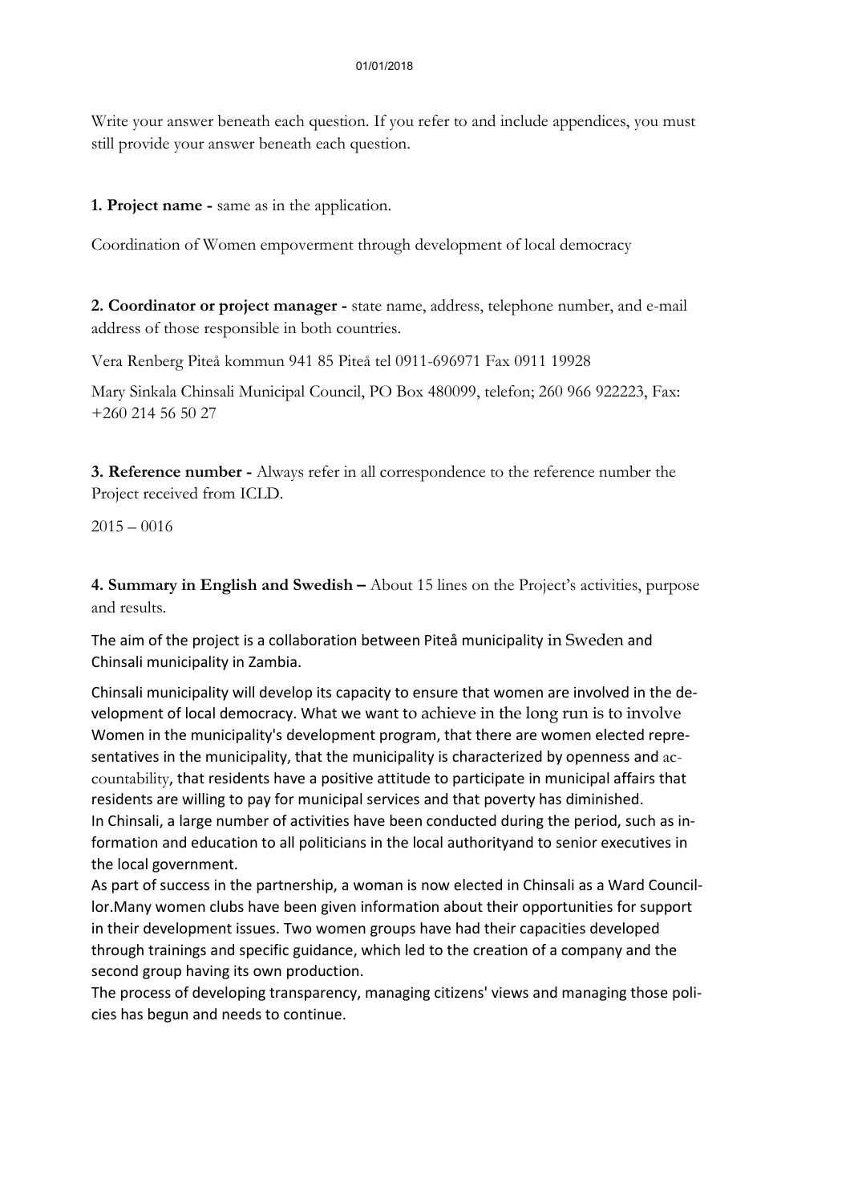Write your answer beneath each question. If you refer to and include appendices, you must still provide your answer beneath each question.

**1. Project name -** same as in the application.

Coordination of Women empoverment through development of local democracy

**2. Coordinator or project manager -** state name, address, telephone number, and e-mail address of those responsible in both countries.

Vera Renberg Piteå kommun 941 85 Piteå tel 0911-696971 Fax 0911 19928

Mary Sinkala Chinsali Municipal Council, PO Box 480099, telefon; 260 966 922223, Fax: +260 214 56 50 27

**3. Reference number -** Always refer in all correspondence to the reference number the Project received from ICLD.

2015 – 0016

**4. Summary in English and Swedish –** About 15 lines on the Project's activities, purpose and results.

The aim of the project is a collaboration between Piteå municipality in Sweden and Chinsali municipality in Zambia.

Chinsali municipality will develop its capacity to ensure that women are involved in the development of local democracy. What we want to achieve in the long run is to involve Women in the municipality's development program, that there are women elected representatives in the municipality, that the municipality is characterized by openness and accountability, that residents have a positive attitude to participate in municipal affairs that residents are willing to pay for municipal services and that poverty has diminished.
In Chinsali, a large number of activities have been conducted during the period, such as information and education to all politicians in the local authorityand to senior executives in the local government.
As part of success in the partnership, a woman is now elected in Chinsali as a Ward Councillor.Many women clubs have been given information about their opportunities for support in their development issues. Two women groups have had their capacities developed through trainings and specific guidance, which led to the creation of a company and the second group having its own production.
The process of developing transparency, managing citizens' views and managing those policies has begun and needs to continue.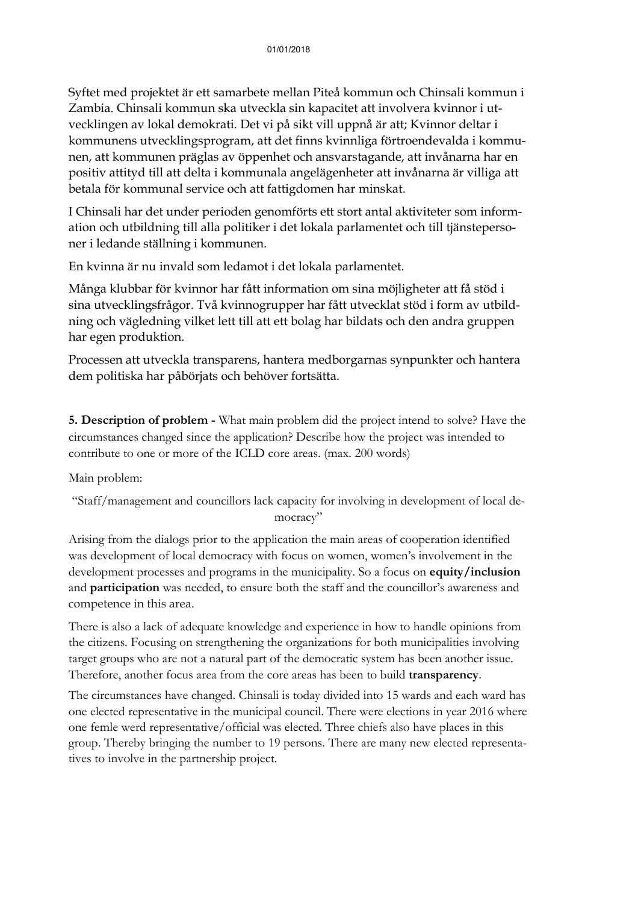Syftet med projektet är ett samarbete mellan Piteå kommun och Chinsali kommun i Zambia. Chinsali kommun ska utveckla sin kapacitet att involvera kvinnor i utvecklingen av lokal demokrati. Det vi på sikt vill uppnå är att; Kvinnor deltar i kommunens utvecklingsprogram, att det finns kvinnliga förtroendevalda i kommunen, att kommunen präglas av öppenhet och ansvarstagande, att invånarna har en positiv attityd till att delta i kommunala angelägenheter att invånarna är villiga att betala för kommunal service och att fattigdomen har minskat.

I Chinsali har det under perioden genomförts ett stort antal aktiviteter som information och utbildning till alla politiker i det lokala parlamentet och till tjänstepersoner i ledande ställning i kommunen.

En kvinna är nu invald som ledamot i det lokala parlamentet.

Många klubbar för kvinnor har fått information om sina möjligheter att få stöd i sina utvecklingsfrågor. Två kvinnogrupper har fått utvecklat stöd i form av utbildning och vägledning vilket lett till att ett bolag har bildats och den andra gruppen har egen produktion.

Processen att utveckla transparens, hantera medborgarnas synpunkter och hantera dem politiska har påbörjats och behöver fortsätta.

**5. Description of problem -** What main problem did the project intend to solve? Have the circumstances changed since the application? Describe how the project was intended to contribute to one or more of the ICLD core areas. (max. 200 words)

Main problem:

"Staff/management and councillors lack capacity for involving in development of local democracy"

Arising from the dialogs prior to the application the main areas of cooperation identified was development of local democracy with focus on women, women's involvement in the development processes and programs in the municipality. So a focus on **equity/inclusion** and **participation** was needed, to ensure both the staff and the councillor's awareness and competence in this area.

There is also a lack of adequate knowledge and experience in how to handle opinions from the citizens. Focusing on strengthening the organizations for both municipalities involving target groups who are not a natural part of the democratic system has been another issue. Therefore, another focus area from the core areas has been to build **transparency**.

The circumstances have changed. Chinsali is today divided into 15 wards and each ward has one elected representative in the municipal council. There were elections in year 2016 where one femle werd representative/official was elected. Three chiefs also have places in this group. Thereby bringing the number to 19 persons. There are many new elected representatives to involve in the partnership project.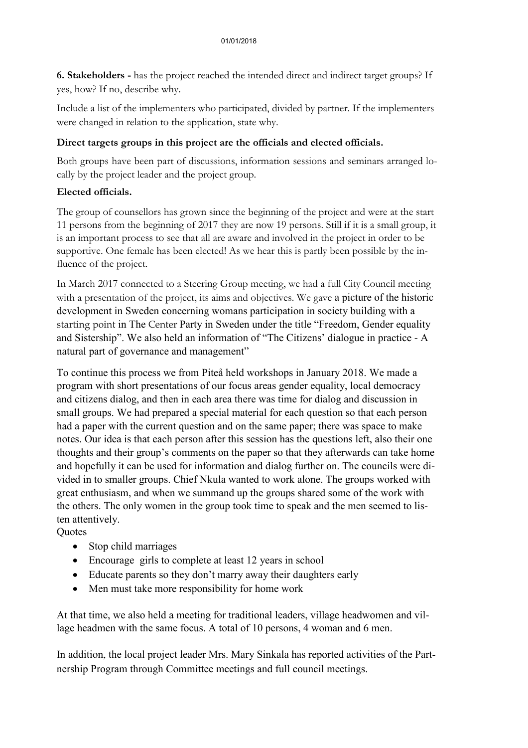**6. Stakeholders -** has the project reached the intended direct and indirect target groups? If yes, how? If no, describe why.

Include a list of the implementers who participated, divided by partner. If the implementers were changed in relation to the application, state why.

**Direct targets groups in this project are the officials and elected officials.**

Both groups have been part of discussions, information sessions and seminars arranged locally by the project leader and the project group.

**Elected officials.**

The group of counsellors has grown since the beginning of the project and were at the start 11 persons from the beginning of 2017 they are now 19 persons. Still if it is a small group, it is an important process to see that all are aware and involved in the project in order to be supportive. One female has been elected! As we hear this is partly been possible by the influence of the project.

In March 2017 connected to a Steering Group meeting, we had a full City Council meeting with a presentation of the project, its aims and objectives. We gave a picture of the historic development in Sweden concerning womans participation in society building with a starting point in The Center Party in Sweden under the title "Freedom, Gender equality and Sistership". We also held an information of "The Citizens' dialogue in practice - A natural part of governance and management"

To continue this process we from Piteå held workshops in January 2018. We made a program with short presentations of our focus areas gender equality, local democracy and citizens dialog, and then in each area there was time for dialog and discussion in small groups. We had prepared a special material for each question so that each person had a paper with the current question and on the same paper; there was space to make notes. Our idea is that each person after this session has the questions left, also their one thoughts and their group's comments on the paper so that they afterwards can take home and hopefully it can be used for information and dialog further on. The councils were divided in to smaller groups. Chief Nkula wanted to work alone. The groups worked with great enthusiasm, and when we summand up the groups shared some of the work with the others. The only women in the group took time to speak and the men seemed to listen attentively.

Quotes

- Stop child marriages
- Encourage girls to complete at least 12 years in school
- Educate parents so they don't marry away their daughters early
- Men must take more responsibility for home work

At that time, we also held a meeting for traditional leaders, village headwomen and village headmen with the same focus. A total of 10 persons, 4 woman and 6 men.

In addition, the local project leader Mrs. Mary Sinkala has reported activities of the Partnership Program through Committee meetings and full council meetings.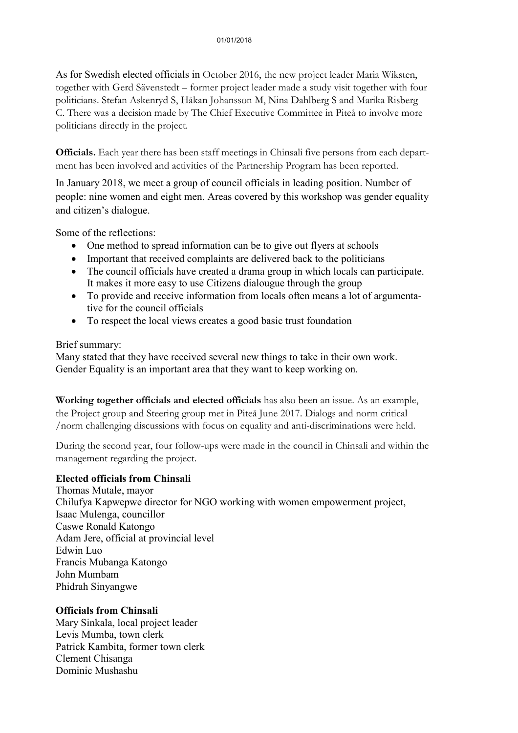As for Swedish elected officials in October 2016, the new project leader Maria Wiksten, together with Gerd Sävenstedt – former project leader made a study visit together with four politicians. Stefan Askenryd S, Håkan Johansson M, Nina Dahlberg S and Marika Risberg C. There was a decision made by The Chief Executive Committee in Piteå to involve more politicians directly in the project.

**Officials.** Each year there has been staff meetings in Chinsali five persons from each department has been involved and activities of the Partnership Program has been reported.

In January 2018, we meet a group of council officials in leading position. Number of people: nine women and eight men. Areas covered by this workshop was gender equality and citizen's dialogue.

Some of the reflections:

- One method to spread information can be to give out flyers at schools
- Important that received complaints are delivered back to the politicians
- The council officials have created a drama group in which locals can participate. It makes it more easy to use Citizens dialougue through the group
- To provide and receive information from locals often means a lot of argumentative for the council officials
- To respect the local views creates a good basic trust foundation

Brief summary:
Many stated that they have received several new things to take in their own work. Gender Equality is an important area that they want to keep working on.

**Working together officials and elected officials** has also been an issue. As an example, the Project group and Steering group met in Piteå June 2017. Dialogs and norm critical /norm challenging discussions with focus on equality and anti-discriminations were held.

During the second year, four follow-ups were made in the council in Chinsali and within the management regarding the project.

**Elected officials from Chinsali**

Thomas Mutale, mayor
Chilufya Kapwepwe director for NGO working with women empowerment project,
Isaac Mulenga, councillor
Caswe Ronald Katongo
Adam Jere, official at provincial level
Edwin Luo
Francis Mubanga Katongo
John Mumbam
Phidrah Sinyangwe

**Officials from Chinsali**

Mary Sinkala, local project leader
Levis Mumba, town clerk
Patrick Kambita, former town clerk
Clement Chisanga
Dominic Mushashu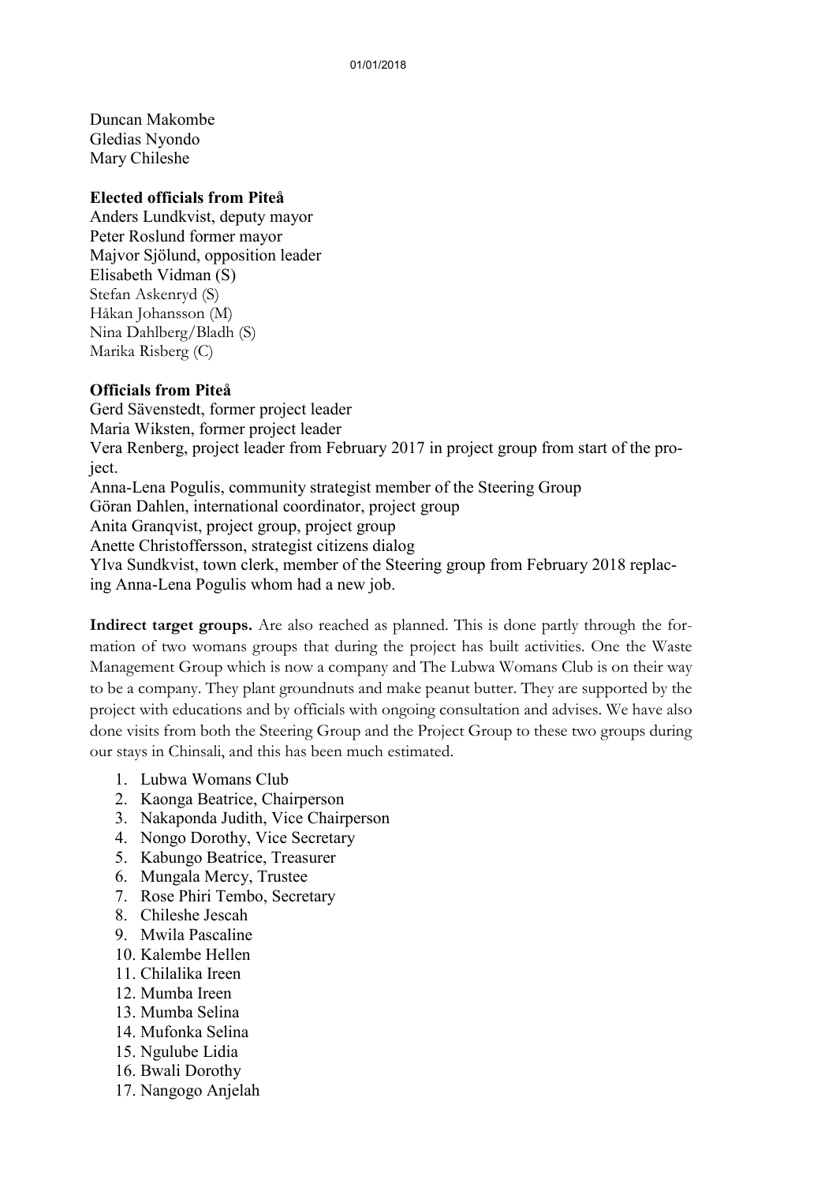Duncan Makombe
Gledias Nyondo
Mary Chileshe

**Elected officials from Piteå**
Anders Lundkvist, deputy mayor
Peter Roslund former mayor
Majvor Sjölund, opposition leader
Elisabeth Vidman (S)
Stefan Askenryd (S)
Håkan Johansson (M)
Nina Dahlberg/Bladh (S)
Marika Risberg (C)

**Officials from Piteå**
Gerd Sävenstedt, former project leader
Maria Wiksten, former project leader
Vera Renberg, project leader from February 2017 in project group from start of the project.
Anna-Lena Pogulis, community strategist member of the Steering Group
Göran Dahlen, international coordinator, project group
Anita Granqvist, project group, project group
Anette Christoffersson, strategist citizens dialog
Ylva Sundkvist, town clerk, member of the Steering group from February 2018 replacing Anna-Lena Pogulis whom had a new job.

**Indirect target groups.** Are also reached as planned. This is done partly through the formation of two womans groups that during the project has built activities. One the Waste Management Group which is now a company and The Lubwa Womans Club is on their way to be a company. They plant groundnuts and make peanut butter. They are supported by the project with educations and by officials with ongoing consultation and advises. We have also done visits from both the Steering Group and the Project Group to these two groups during our stays in Chinsali, and this has been much estimated.

1. Lubwa Womans Club
2. Kaonga Beatrice, Chairperson
3. Nakaponda Judith, Vice Chairperson
4. Nongo Dorothy, Vice Secretary
5. Kabungo Beatrice, Treasurer
6. Mungala Mercy, Trustee
7. Rose Phiri Tembo, Secretary
8. Chileshe Jescah
9. Mwila Pascaline
10. Kalembe Hellen
11. Chilalika Ireen
12. Mumba Ireen
13. Mumba Selina
14. Mufonka Selina
15. Ngulube Lidia
16. Bwali Dorothy
17. Nangogo Anjelah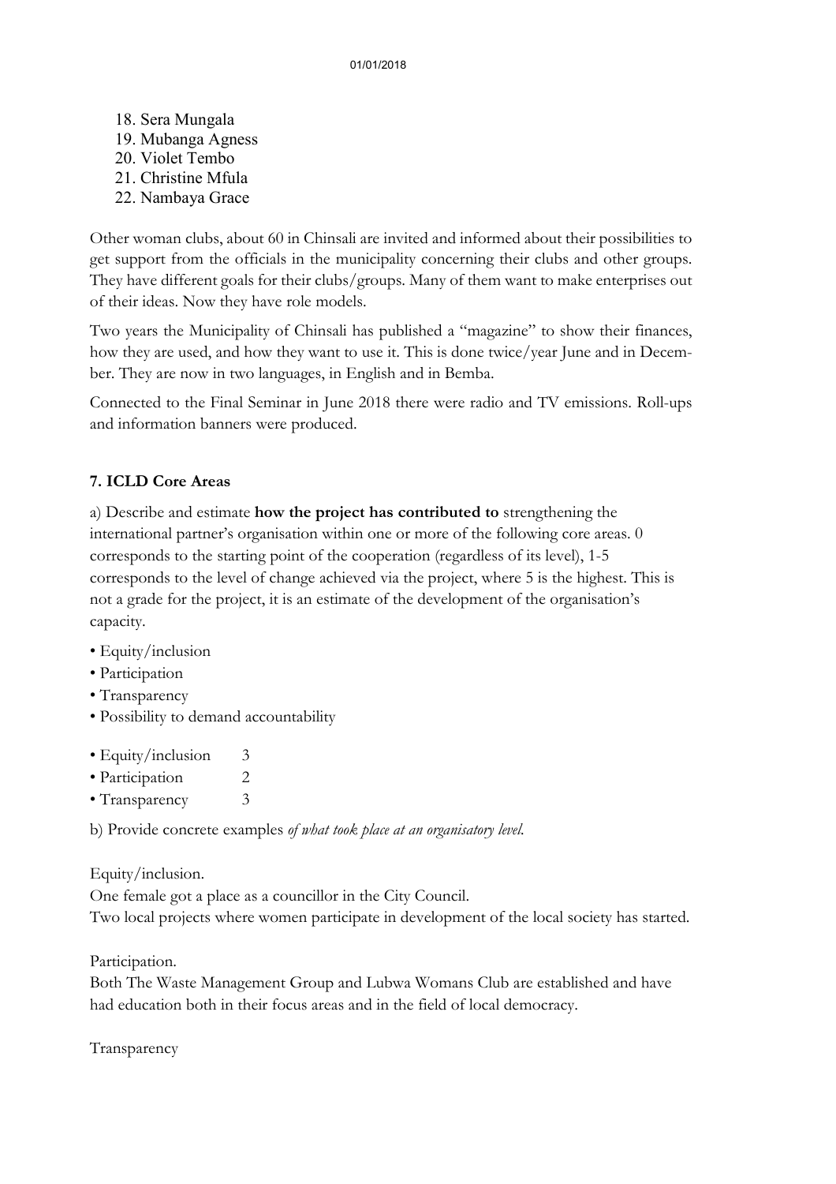18. Sera Mungala
19. Mubanga Agness
20. Violet Tembo
21. Christine Mfula
22. Nambaya Grace

Other woman clubs, about 60 in Chinsali are invited and informed about their possibilities to get support from the officials in the municipality concerning their clubs and other groups. They have different goals for their clubs/groups. Many of them want to make enterprises out of their ideas. Now they have role models.

Two years the Municipality of Chinsali has published a "magazine" to show their finances, how they are used, and how they want to use it. This is done twice/year June and in December. They are now in two languages, in English and in Bemba.

Connected to the Final Seminar in June 2018 there were radio and TV emissions. Roll-ups and information banners were produced.

### 7. ICLD Core Areas

a) Describe and estimate **how the project has contributed to** strengthening the international partner's organisation within one or more of the following core areas. 0 corresponds to the starting point of the cooperation (regardless of its level), 1-5 corresponds to the level of change achieved via the project, where 5 is the highest. This is not a grade for the project, it is an estimate of the development of the organisation's capacity.

- Equity/inclusion
- Participation
- Transparency
- Possibility to demand accountability

- Equity/inclusion 3
- Participation 2
- Transparency 3

b) Provide concrete examples *of what took place at an organisatory level.*

Equity/inclusion.
One female got a place as a councillor in the City Council.
Two local projects where women participate in development of the local society has started.

Participation.
Both The Waste Management Group and Lubwa Womans Club are established and have had education both in their focus areas and in the field of local democracy.

Transparency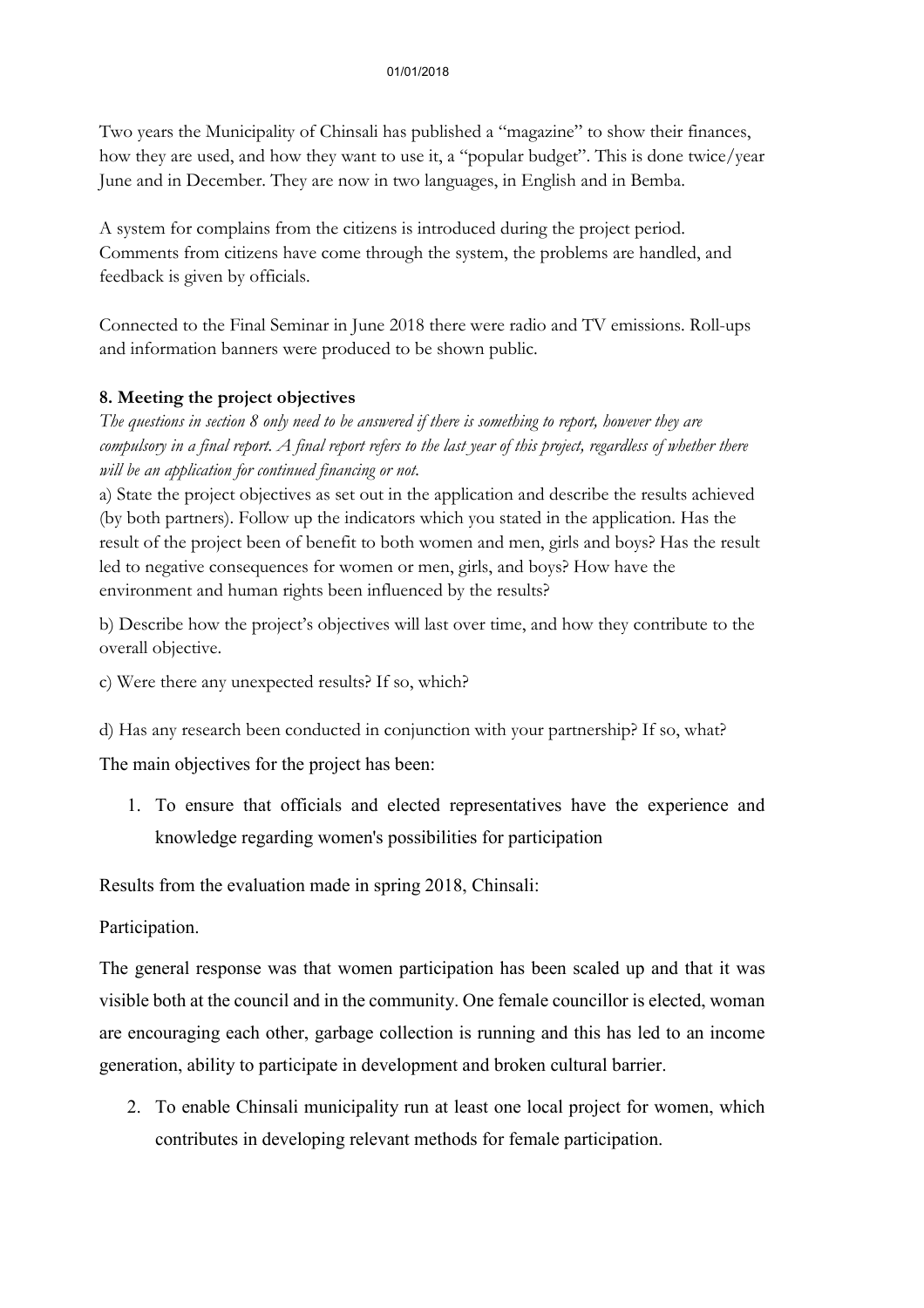Two years the Municipality of Chinsali has published a "magazine" to show their finances, how they are used, and how they want to use it, a "popular budget". This is done twice/year June and in December. They are now in two languages, in English and in Bemba.

A system for complains from the citizens is introduced during the project period. Comments from citizens have come through the system, the problems are handled, and feedback is given by officials.

Connected to the Final Seminar in June 2018 there were radio and TV emissions. Roll-ups and information banners were produced to be shown public.

**8. Meeting the project objectives**

*The questions in section 8 only need to be answered if there is something to report, however they are compulsory in a final report. A final report refers to the last year of this project, regardless of whether there will be an application for continued financing or not.*

a) State the project objectives as set out in the application and describe the results achieved (by both partners). Follow up the indicators which you stated in the application. Has the result of the project been of benefit to both women and men, girls and boys? Has the result led to negative consequences for women or men, girls, and boys? How have the environment and human rights been influenced by the results?

b) Describe how the project's objectives will last over time, and how they contribute to the overall objective.

c) Were there any unexpected results? If so, which?

d) Has any research been conducted in conjunction with your partnership? If so, what?

The main objectives for the project has been:

1. To ensure that officials and elected representatives have the experience and knowledge regarding women's possibilities for participation

Results from the evaluation made in spring 2018, Chinsali:

Participation.

The general response was that women participation has been scaled up and that it was visible both at the council and in the community. One female councillor is elected, woman are encouraging each other, garbage collection is running and this has led to an income generation, ability to participate in development and broken cultural barrier.

2. To enable Chinsali municipality run at least one local project for women, which contributes in developing relevant methods for female participation.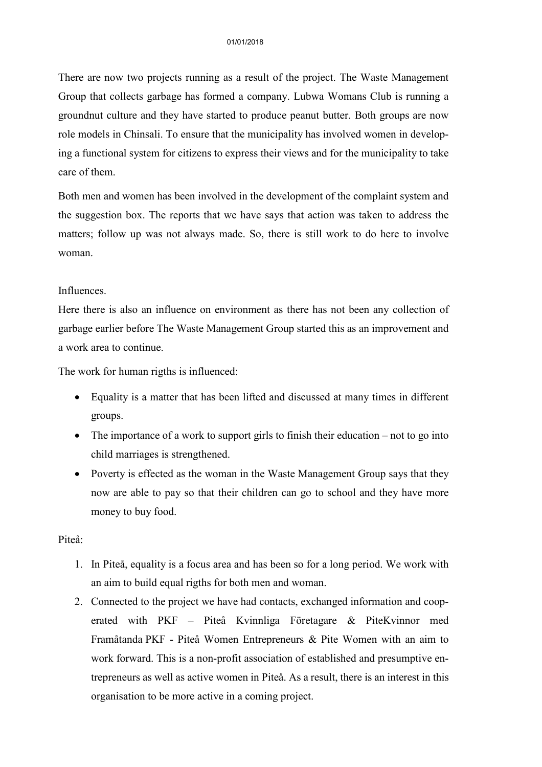There are now two projects running as a result of the project. The Waste Management Group that collects garbage has formed a company. Lubwa Womans Club is running a groundnut culture and they have started to produce peanut butter. Both groups are now role models in Chinsali. To ensure that the municipality has involved women in developing a functional system for citizens to express their views and for the municipality to take care of them.

Both men and women has been involved in the development of the complaint system and the suggestion box. The reports that we have says that action was taken to address the matters; follow up was not always made. So, there is still work to do here to involve woman.

Influences.

Here there is also an influence on environment as there has not been any collection of garbage earlier before The Waste Management Group started this as an improvement and a work area to continue.

The work for human rigths is influenced:

- Equality is a matter that has been lifted and discussed at many times in different groups.
- The importance of a work to support girls to finish their education – not to go into child marriages is strengthened.
- Poverty is effected as the woman in the Waste Management Group says that they now are able to pay so that their children can go to school and they have more money to buy food.

Piteå:

1. In Piteå, equality is a focus area and has been so for a long period. We work with an aim to build equal rigths for both men and woman.
2. Connected to the project we have had contacts, exchanged information and cooperated with PKF – Piteå Kvinnliga Företagare & PiteKvinnor med Framåtanda PKF - Piteå Women Entrepreneurs & Pite Women with an aim to work forward. This is a non-profit association of established and presumptive entrepreneurs as well as active women in Piteå. As a result, there is an interest in this organisation to be more active in a coming project.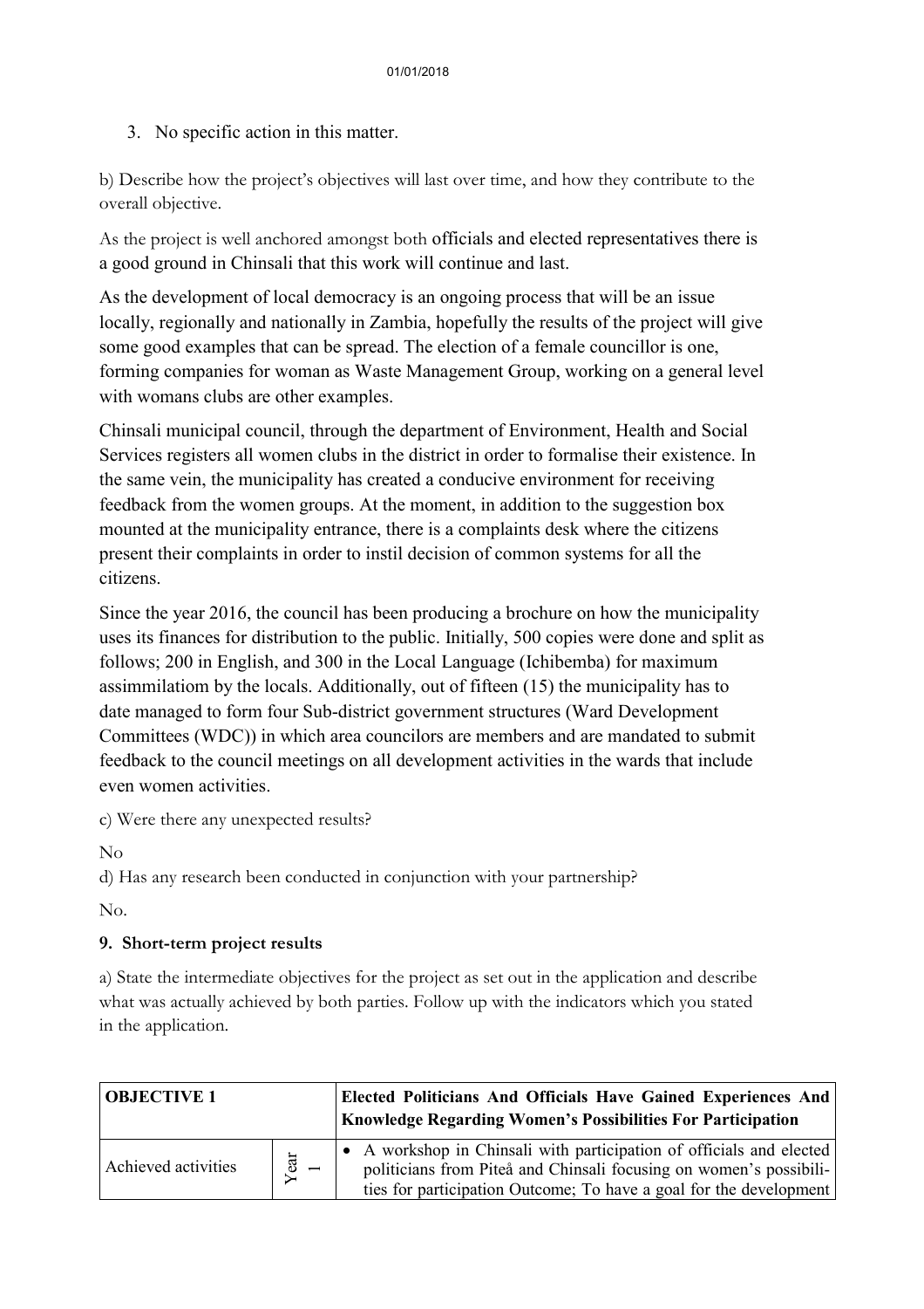3. No specific action in this matter.

b) Describe how the project's objectives will last over time, and how they contribute to the overall objective.

As the project is well anchored amongst both officials and elected representatives there is a good ground in Chinsali that this work will continue and last.

As the development of local democracy is an ongoing process that will be an issue locally, regionally and nationally in Zambia, hopefully the results of the project will give some good examples that can be spread. The election of a female councillor is one, forming companies for woman as Waste Management Group, working on a general level with womans clubs are other examples.

Chinsali municipal council, through the department of Environment, Health and Social Services registers all women clubs in the district in order to formalise their existence. In the same vein, the municipality has created a conducive environment for receiving feedback from the women groups. At the moment, in addition to the suggestion box mounted at the municipality entrance, there is a complaints desk where the citizens present their complaints in order to instil decision of common systems for all the citizens.

Since the year 2016, the council has been producing a brochure on how the municipality uses its finances for distribution to the public. Initially, 500 copies were done and split as follows; 200 in English, and 300 in the Local Language (Ichibemba) for maximum assimmilatiom by the locals. Additionally, out of fifteen (15) the municipality has to date managed to form four Sub-district government structures (Ward Development Committees (WDC)) in which area councilors are members and are mandated to submit feedback to the council meetings on all development activities in the wards that include even women activities.

c) Were there any unexpected results?

No

d) Has any research been conducted in conjunction with your partnership?

No.

**9. Short-term project results**

a) State the intermediate objectives for the project as set out in the application and describe what was actually achieved by both parties. Follow up with the indicators which you stated in the application.

| **OBJECTIVE 1** | | **Elected Politicians And Officials Have Gained Experiences And Knowledge Regarding Women's Possibilities For Participation** |
|---|---|---|
| Achieved activities | Year 1 | • A workshop in Chinsali with participation of officials and elected politicians from Piteå and Chinsali focusing on women's possibilities for participation Outcome; To have a goal for the development |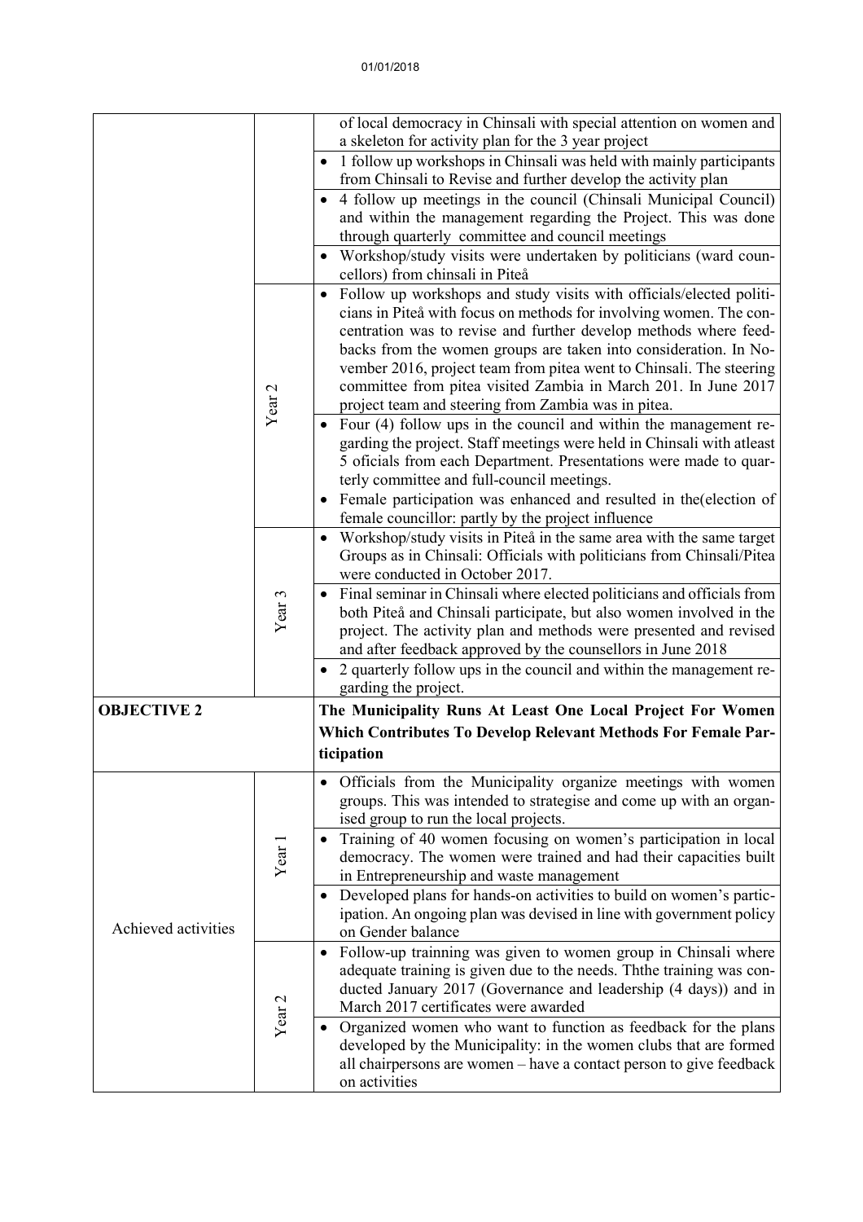| | | |
|---|---|---|
| | | of local democracy in Chinsali with special attention on women and a skeleton for activity plan for the 3 year project |
| | | • 1 follow up workshops in Chinsali was held with mainly participants from Chinsali to Revise and further develop the activity plan |
| | | • 4 follow up meetings in the council (Chinsali Municipal Council) and within the management regarding the Project. This was done through quarterly committee and council meetings |
| | | • Workshop/study visits were undertaken by politicians (ward councellors) from chinsali in Piteå |
| | Year 2 | • Follow up workshops and study visits with officials/elected politicians in Piteå with focus on methods for involving women. The concentration was to revise and further develop methods where feedbacks from the women groups are taken into consideration. In November 2016, project team from pitea went to Chinsali. The steering committee from pitea visited Zambia in March 201. In June 2017 project team and steering from Zambia was in pitea. |
| | | • Four (4) follow ups in the council and within the management regarding the project. Staff meetings were held in Chinsali with atleast 5 oficials from each Department. Presentations were made to quarterly committee and full-council meetings.<br>• Female participation was enhanced and resulted in the(election of female councillor: partly by the project influence |
| | Year 3 | • Workshop/study visits in Piteå in the same area with the same target Groups as in Chinsali: Officials with politicians from Chinsali/Pitea were conducted in October 2017. |
| | | • Final seminar in Chinsali where elected politicians and officials from both Piteå and Chinsali participate, but also women involved in the project. The activity plan and methods were presented and revised and after feedback approved by the counsellors in June 2018 |
| | | • 2 quarterly follow ups in the council and within the management regarding the project. |
| **OBJECTIVE 2** | | **The Municipality Runs At Least One Local Project For Women Which Contributes To Develop Relevant Methods For Female Participation** |
| Achieved activities | Year 1 | • Officials from the Municipality organize meetings with women groups. This was intended to strategise and come up with an organised group to run the local projects. |
| | | • Training of 40 women focusing on women's participation in local democracy. The women were trained and had their capacities built in Entrepreneurship and waste management |
| | | • Developed plans for hands-on activities to build on women's participation. An ongoing plan was devised in line with government policy on Gender balance |
| | Year 2 | • Follow-up trainning was given to women group in Chinsali where adequate training is given due to the needs. Ththe training was conducted January 2017 (Governance and leadership (4 days)) and in March 2017 certificates were awarded |
| | | • Organized women who want to function as feedback for the plans developed by the Municipality: in the women clubs that are formed all chairpersons are women – have a contact person to give feedback on activities |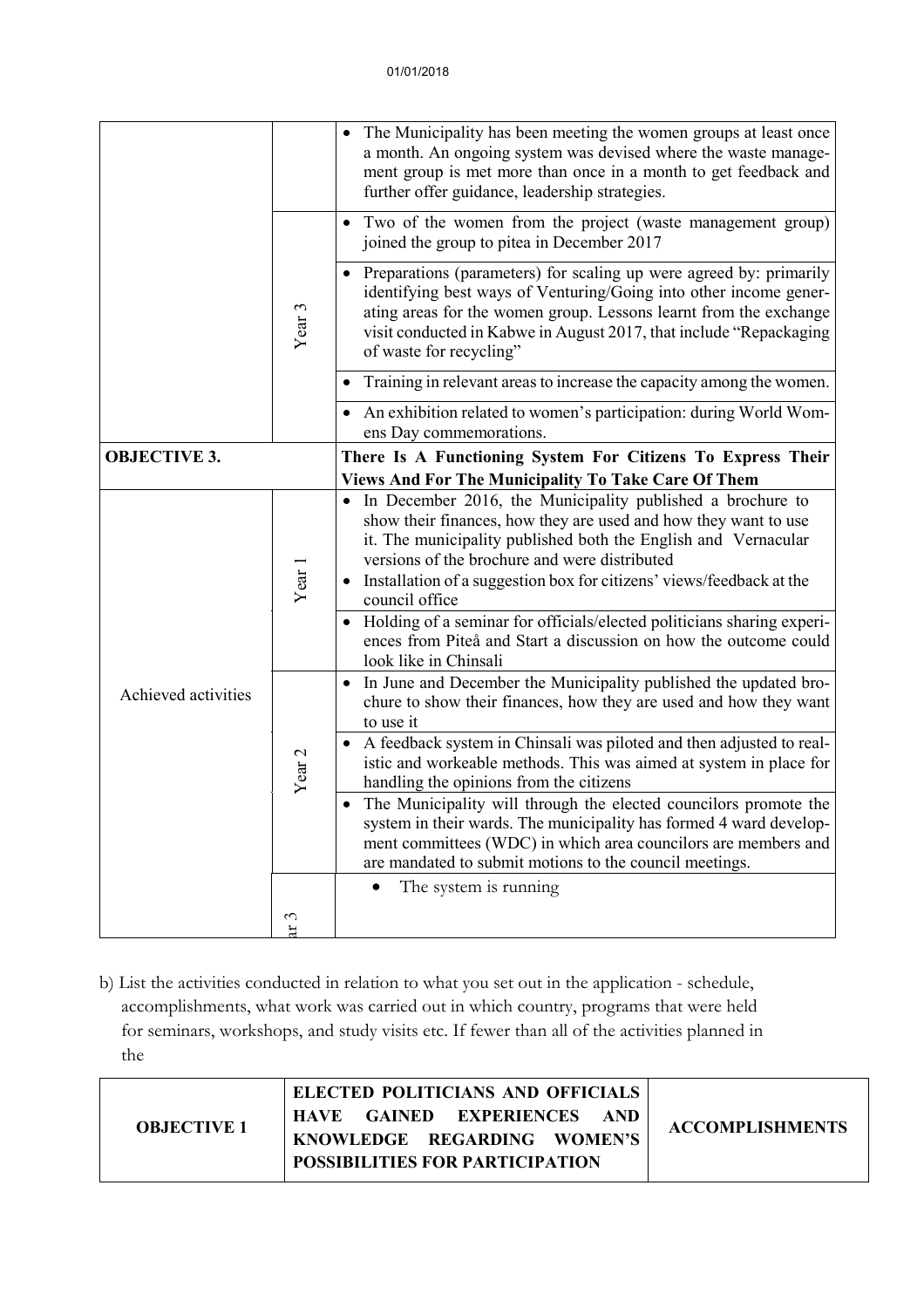| | | |
|---|---|---|
| | | • The Municipality has been meeting the women groups at least once a month. An ongoing system was devised where the waste management group is met more than once in a month to get feedback and further offer guidance, leadership strategies. |
| | Year 3 | • Two of the women from the project (waste management group) joined the group to pitea in December 2017 |
| | | • Preparations (parameters) for scaling up were agreed by: primarily identifying best ways of Venturing/Going into other income generating areas for the women group. Lessons learnt from the exchange visit conducted in Kabwe in August 2017, that include "Repackaging of waste for recycling" |
| | | • Training in relevant areas to increase the capacity among the women. |
| | | • An exhibition related to women's participation: during World Womens Day commemorations. |
| **OBJECTIVE 3.** | | **There Is A Functioning System For Citizens To Express Their Views And For The Municipality To Take Care Of Them** |
| Achieved activities | Year 1 | • In December 2016, the Municipality published a brochure to show their finances, how they are used and how they want to use it. The municipality published both the English and Vernacular versions of the brochure and were distributed<br>• Installation of a suggestion box for citizens' views/feedback at the council office |
| | | • Holding of a seminar for officials/elected politicians sharing experiences from Piteå and Start a discussion on how the outcome could look like in Chinsali |
| | Year 2 | • In June and December the Municipality published the updated brochure to show their finances, how they are used and how they want to use it |
| | | • A feedback system in Chinsali was piloted and then adjusted to realistic and workeable methods. This was aimed at system in place for handling the opinions from the citizens |
| | | • The Municipality will through the elected councilors promote the system in their wards. The municipality has formed 4 ward development committees (WDC) in which area councilors are members and are mandated to submit motions to the council meetings. |
| | Year 3 | • The system is running |

b) List the activities conducted in relation to what you set out in the application - schedule, accomplishments, what work was carried out in which country, programs that were held for seminars, workshops, and study visits etc. If fewer than all of the activities planned in the

| **OBJECTIVE 1** | **ELECTED POLITICIANS AND OFFICIALS HAVE GAINED EXPERIENCES AND KNOWLEDGE REGARDING WOMEN'S POSSIBILITIES FOR PARTICIPATION** | **ACCOMPLISHMENTS** |
|---|---|---|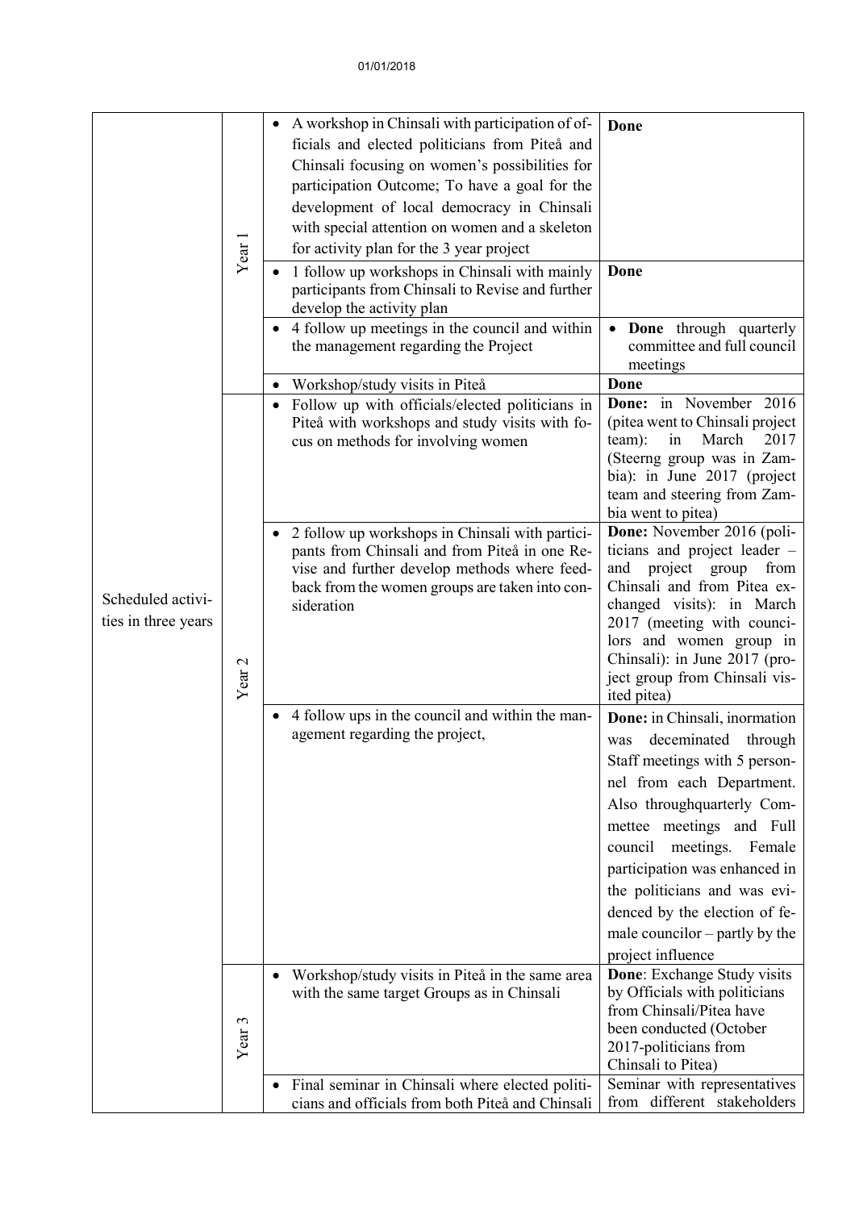01/01/2018

| | | | |
|---|---|---|---|
| Scheduled activities in three years | Year 1 | • A workshop in Chinsali with participation of officials and elected politicians from Piteå and Chinsali focusing on women's possibilities for participation Outcome; To have a goal for the development of local democracy in Chinsali with special attention on women and a skeleton for activity plan for the 3 year project | **Done** |
| | | • 1 follow up workshops in Chinsali with mainly participants from Chinsali to Revise and further develop the activity plan | **Done** |
| | | • 4 follow up meetings in the council and within the management regarding the Project | • **Done** through quarterly committee and full council meetings |
| | | • Workshop/study visits in Piteå | **Done** |
| | Year 2 | • Follow up with officials/elected politicians in Piteå with workshops and study visits with focus on methods for involving women | **Done:** in November 2016 (pitea went to Chinsali project team): in March 2017 (Steerng group was in Zambia): in June 2017 (project team and steering from Zambia went to pitea) |
| | | • 2 follow up workshops in Chinsali with participants from Chinsali and from Piteå in one Revise and further develop methods where feedback from the women groups are taken into consideration | **Done:** November 2016 (politicians and project leader – and project group from Chinsali and from Pitea exchanged visits): in March 2017 (meeting with councilors and women group in Chinsali): in June 2017 (project group from Chinsali visited pitea) |
| | | • 4 follow ups in the council and within the management regarding the project, | **Done:** in Chinsali, inormation was deceminated through Staff meetings with 5 personnel from each Department. Also throughquarterly Commettee meetings and Full council meetings. Female participation was enhanced in the politicians and was evidenced by the election of female councilor – partly by the project influence |
| | Year 3 | • Workshop/study visits in Piteå in the same area with the same target Groups as in Chinsali | **Done**: Exchange Study visits by Officials with politicians from Chinsali/Pitea have been conducted (October 2017-politicians from Chinsali to Pitea) |
| | | • Final seminar in Chinsali where elected politicians and officials from both Piteå and Chinsali | Seminar with representatives from different stakeholders |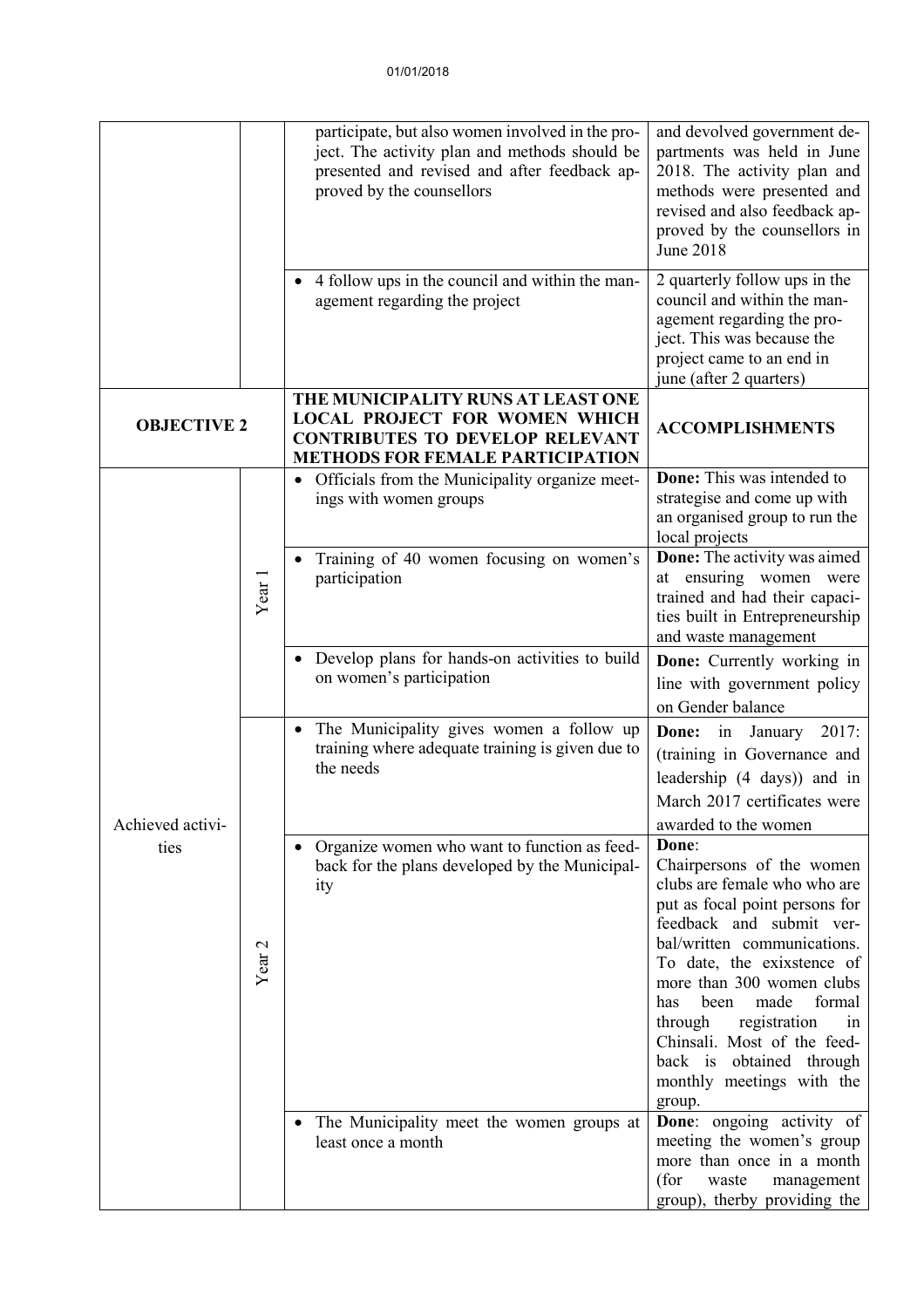01/01/2018

| | | | |
|---|---|---|---|
| | | participate, but also women involved in the project. The activity plan and methods should be presented and revised and after feedback approved by the counsellors | and devolved government departments was held in June 2018. The activity plan and methods were presented and revised and also feedback approved by the counsellors in June 2018 |
| | | • 4 follow ups in the council and within the management regarding the project | 2 quarterly follow ups in the council and within the management regarding the project. This was because the project came to an end in june (after 2 quarters) |
| **OBJECTIVE 2** | | **THE MUNICIPALITY RUNS AT LEAST ONE LOCAL PROJECT FOR WOMEN WHICH CONTRIBUTES TO DEVELOP RELEVANT METHODS FOR FEMALE PARTICIPATION** | **ACCOMPLISHMENTS** |
| Achieved activities | Year 1 | • Officials from the Municipality organize meetings with women groups | **Done:** This was intended to strategise and come up with an organised group to run the local projects |
| | | • Training of 40 women focusing on women's participation | **Done:** The activity was aimed at ensuring women were trained and had their capacities built in Entrepreneurship and waste management |
| | | • Develop plans for hands-on activities to build on women's participation | **Done:** Currently working in line with government policy on Gender balance |
| | Year 2 | • The Municipality gives women a follow up training where adequate training is given due to the needs | **Done:** in January 2017: (training in Governance and leadership (4 days)) and in March 2017 certificates were awarded to the women |
| | | • Organize women who want to function as feedback for the plans developed by the Municipality | **Done**: Chairpersons of the women clubs are female who who are put as focal point persons for feedback and submit verbal/written communications. To date, the exixstence of more than 300 women clubs has been made formal through registration in Chinsali. Most of the feedback is obtained through monthly meetings with the group. |
| | | • The Municipality meet the women groups at least once a month | **Done**: ongoing activity of meeting the women's group more than once in a month (for waste management group), therby providing the |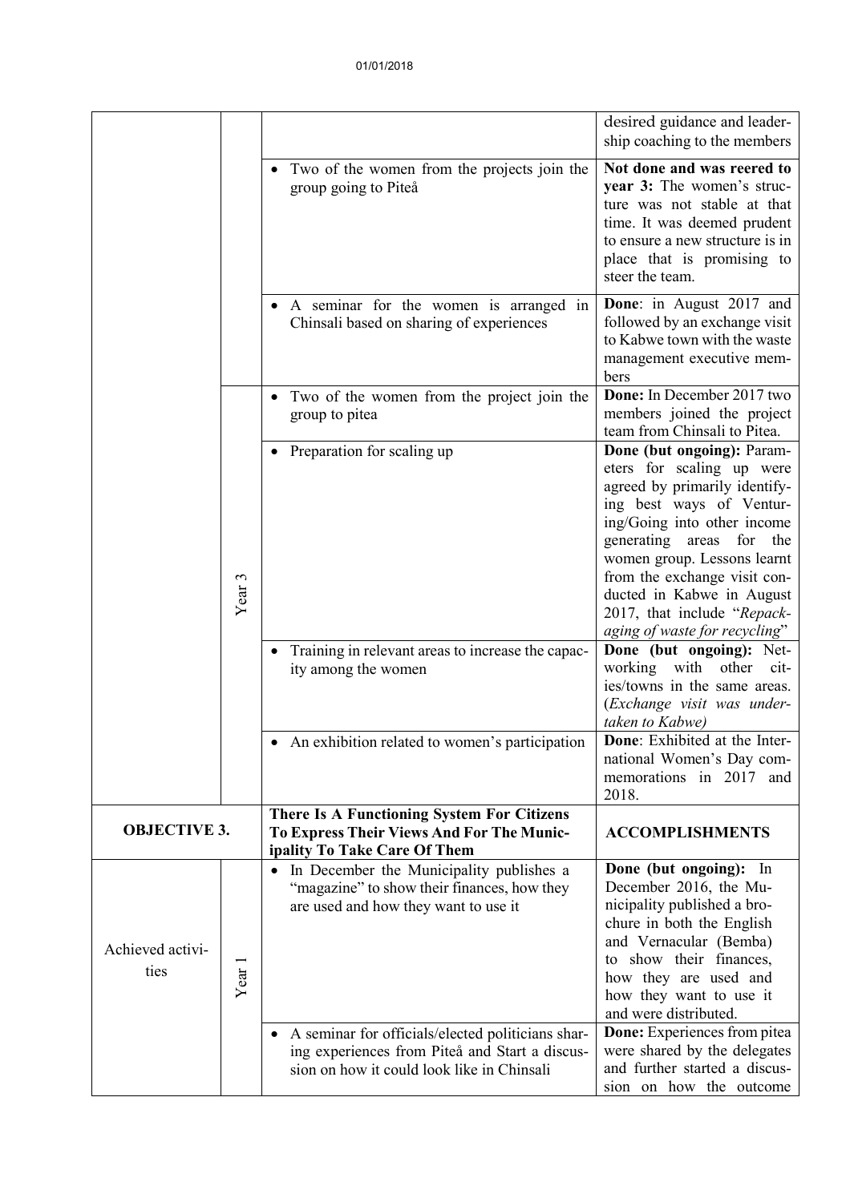| | | | |
|---|---|---|---|
| | | | desired guidance and leadership coaching to the members |
| | | • Two of the women from the projects join the group going to Piteå | **Not done and was reered to year 3:** The women's structure was not stable at that time. It was deemed prudent to ensure a new structure is in place that is promising to steer the team. |
| | | • A seminar for the women is arranged in Chinsali based on sharing of experiences | **Done**: in August 2017 and followed by an exchange visit to Kabwe town with the waste management executive members |
| | Year 3 | • Two of the women from the project join the group to pitea | **Done:** In December 2017 two members joined the project team from Chinsali to Pitea. |
| | | • Preparation for scaling up | **Done (but ongoing):** Parameters for scaling up were agreed by primarily identifying best ways of Venturing/Going into other income generating areas for the women group. Lessons learnt from the exchange visit conducted in Kabwe in August 2017, that include "*Repackaging of waste for recycling*" |
| | | • Training in relevant areas to increase the capacity among the women | **Done (but ongoing):** Networking with other cities/towns in the same areas. (*Exchange visit was undertaken to Kabwe)* |
| | | • An exhibition related to women's participation | **Done**: Exhibited at the International Women's Day commemorations in 2017 and 2018. |
| **OBJECTIVE 3.** | | **There Is A Functioning System For Citizens To Express Their Views And For The Municipality To Take Care Of Them** | **ACCOMPLISHMENTS** |
| Achieved activities | Year 1 | • In December the Municipality publishes a "magazine" to show their finances, how they are used and how they want to use it | **Done (but ongoing):** In December 2016, the Municipality published a brochure in both the English and Vernacular (Bemba) to show their finances, how they are used and how they want to use it and were distributed. |
| | | • A seminar for officials/elected politicians sharing experiences from Piteå and Start a discussion on how it could look like in Chinsali | **Done:** Experiences from pitea were shared by the delegates and further started a discussion on how the outcome |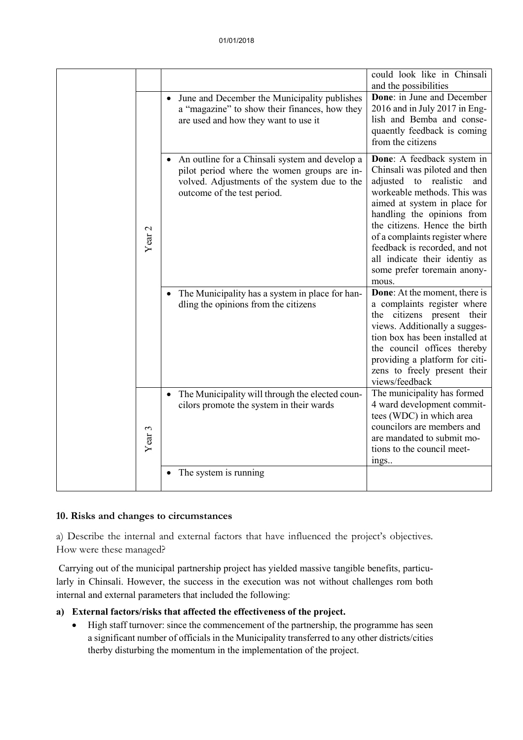| | | | |
|---|---|---|---|
| | | | could look like in Chinsali and the possibilities |
| | Year 2 | • June and December the Municipality publishes a "magazine" to show their finances, how they are used and how they want to use it | **Done**: in June and December 2016 and in July 2017 in English and Bemba and consequently feedback is coming from the citizens |
| | | • An outline for a Chinsali system and develop a pilot period where the women groups are involved. Adjustments of the system due to the outcome of the test period. | **Done**: A feedback system in Chinsali was piloted and then adjusted to realistic and workeable methods. This was aimed at system in place for handling the opinions from the citizens. Hence the birth of a complaints register where feedback is recorded, and not all indicate their identiy as some prefer toremain anonymous. |
| | | • The Municipality has a system in place for handling the opinions from the citizens | **Done**: At the moment, there is a complaints register where the citizens present their views. Additionally a suggestion box has been installed at the council offices thereby providing a platform for citizens to freely present their views/feedback |
| | Year 3 | • The Municipality will through the elected councilors promote the system in their wards | The municipality has formed 4 ward development committees (WDC) in which area councilors are members and are mandated to submit motions to the council meetings.. |
| | | • The system is running | |

## 10. Risks and changes to circumstances

a) Describe the internal and external factors that have influenced the project's objectives. How were these managed?

Carrying out of the municipal partnership project has yielded massive tangible benefits, particularly in Chinsali. However, the success in the execution was not without challenges rom both internal and external parameters that included the following:

**a) External factors/risks that affected the effectiveness of the project.**

- High staff turnover: since the commencement of the partnership, the programme has seen a significant number of officials in the Municipality transferred to any other districts/cities therby disturbing the momentum in the implementation of the project.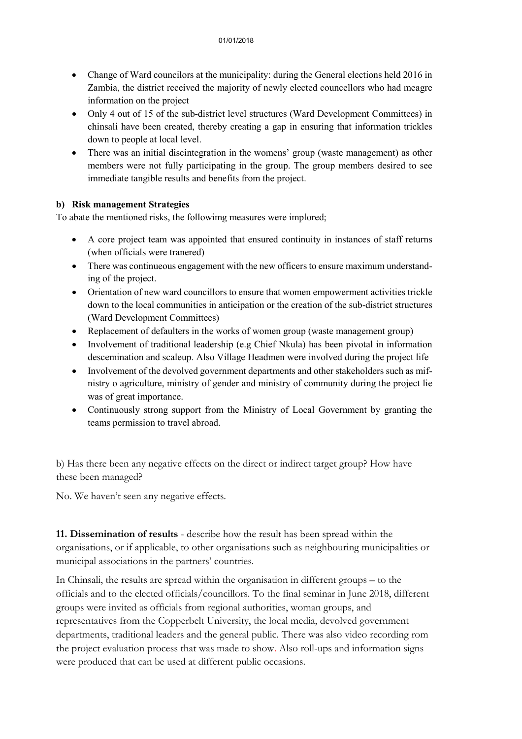- Change of Ward councilors at the municipality: during the General elections held 2016 in Zambia, the district received the majority of newly elected councellors who had meagre information on the project
- Only 4 out of 15 of the sub-district level structures (Ward Development Committees) in chinsali have been created, thereby creating a gap in ensuring that information trickles down to people at local level.
- There was an initial discintegration in the womens' group (waste management) as other members were not fully participating in the group. The group members desired to see immediate tangible results and benefits from the project.

**b) Risk management Strategies**

To abate the mentioned risks, the followimg measures were implored;

- A core project team was appointed that ensured continuity in instances of staff returns (when officials were tranered)
- There was continueous engagement with the new officers to ensure maximum understanding of the project.
- Orientation of new ward councillors to ensure that women empowerment activities trickle down to the local communities in anticipation or the creation of the sub-district structures (Ward Development Committees)
- Replacement of defaulters in the works of women group (waste management group)
- Involvement of traditional leadership (e.g Chief Nkula) has been pivotal in information descemination and scaleup. Also Village Headmen were involved during the project life
- Involvement of the devolved government departments and other stakeholders such as mifnistry o agriculture, ministry of gender and ministry of community during the project lie was of great importance.
- Continuously strong support from the Ministry of Local Government by granting the teams permission to travel abroad.

b) Has there been any negative effects on the direct or indirect target group? How have these been managed?

No. We haven't seen any negative effects.

**11. Dissemination of results** - describe how the result has been spread within the organisations, or if applicable, to other organisations such as neighbouring municipalities or municipal associations in the partners' countries.

In Chinsali, the results are spread within the organisation in different groups – to the officials and to the elected officials/councillors. To the final seminar in June 2018, different groups were invited as officials from regional authorities, woman groups, and representatives from the Copperbelt University, the local media, devolved government departments, traditional leaders and the general public. There was also video recording rom the project evaluation process that was made to show. Also roll-ups and information signs were produced that can be used at different public occasions.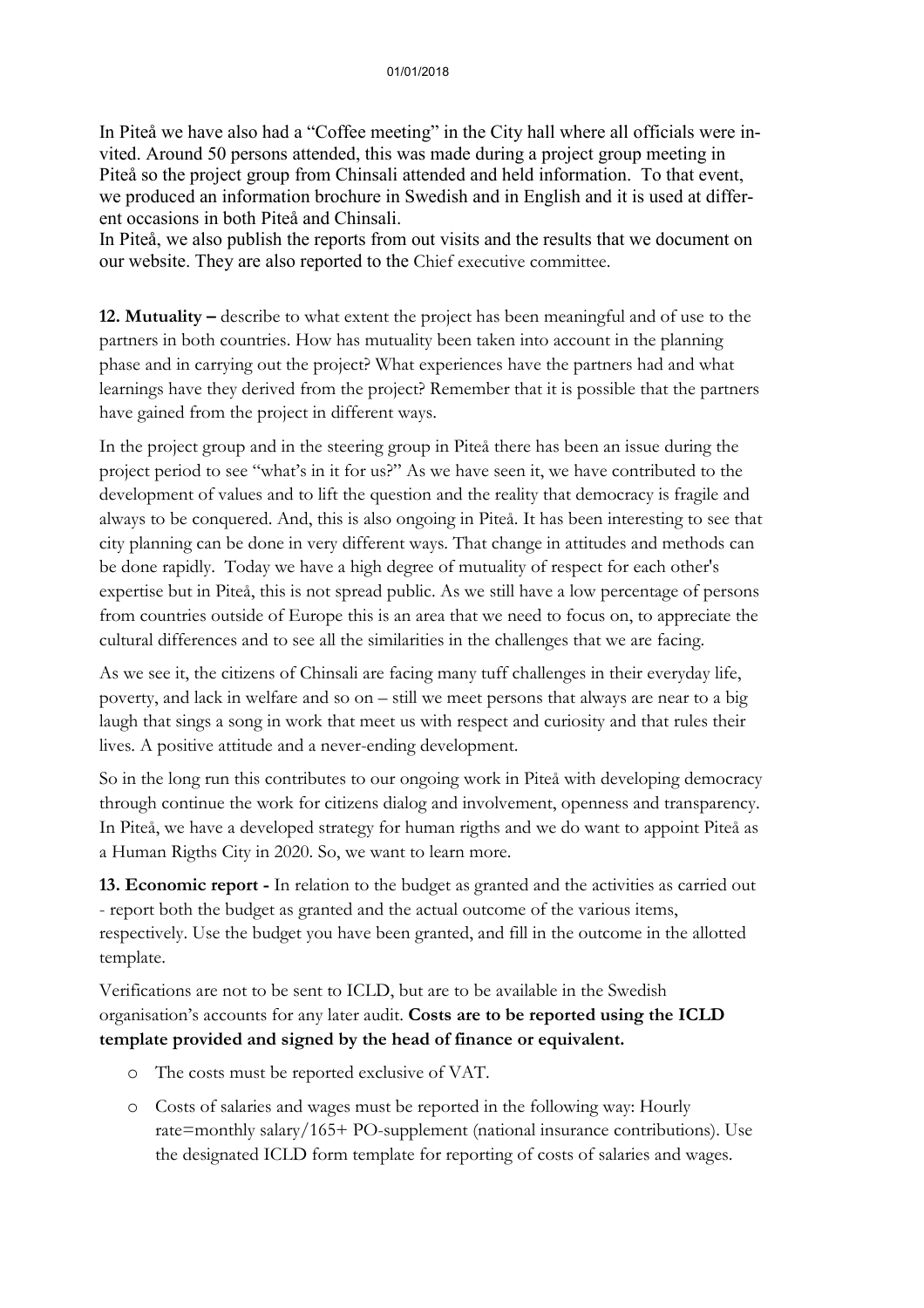In Piteå we have also had a "Coffee meeting" in the City hall where all officials were invited. Around 50 persons attended, this was made during a project group meeting in Piteå so the project group from Chinsali attended and held information. To that event, we produced an information brochure in Swedish and in English and it is used at different occasions in both Piteå and Chinsali.
In Piteå, we also publish the reports from out visits and the results that we document on our website. They are also reported to the Chief executive committee.

**12. Mutuality –** describe to what extent the project has been meaningful and of use to the partners in both countries. How has mutuality been taken into account in the planning phase and in carrying out the project? What experiences have the partners had and what learnings have they derived from the project? Remember that it is possible that the partners have gained from the project in different ways.

In the project group and in the steering group in Piteå there has been an issue during the project period to see "what's in it for us?" As we have seen it, we have contributed to the development of values and to lift the question and the reality that democracy is fragile and always to be conquered. And, this is also ongoing in Piteå. It has been interesting to see that city planning can be done in very different ways. That change in attitudes and methods can be done rapidly. Today we have a high degree of mutuality of respect for each other's expertise but in Piteå, this is not spread public. As we still have a low percentage of persons from countries outside of Europe this is an area that we need to focus on, to appreciate the cultural differences and to see all the similarities in the challenges that we are facing.

As we see it, the citizens of Chinsali are facing many tuff challenges in their everyday life, poverty, and lack in welfare and so on – still we meet persons that always are near to a big laugh that sings a song in work that meet us with respect and curiosity and that rules their lives. A positive attitude and a never-ending development.

So in the long run this contributes to our ongoing work in Piteå with developing democracy through continue the work for citizens dialog and involvement, openness and transparency. In Piteå, we have a developed strategy for human rigths and we do want to appoint Piteå as a Human Rigths City in 2020. So, we want to learn more.

**13. Economic report -** In relation to the budget as granted and the activities as carried out - report both the budget as granted and the actual outcome of the various items, respectively. Use the budget you have been granted, and fill in the outcome in the allotted template.

Verifications are not to be sent to ICLD, but are to be available in the Swedish organisation's accounts for any later audit. **Costs are to be reported using the ICLD template provided and signed by the head of finance or equivalent.**

- The costs must be reported exclusive of VAT.
- Costs of salaries and wages must be reported in the following way: Hourly rate=monthly salary/165+ PO-supplement (national insurance contributions). Use the designated ICLD form template for reporting of costs of salaries and wages.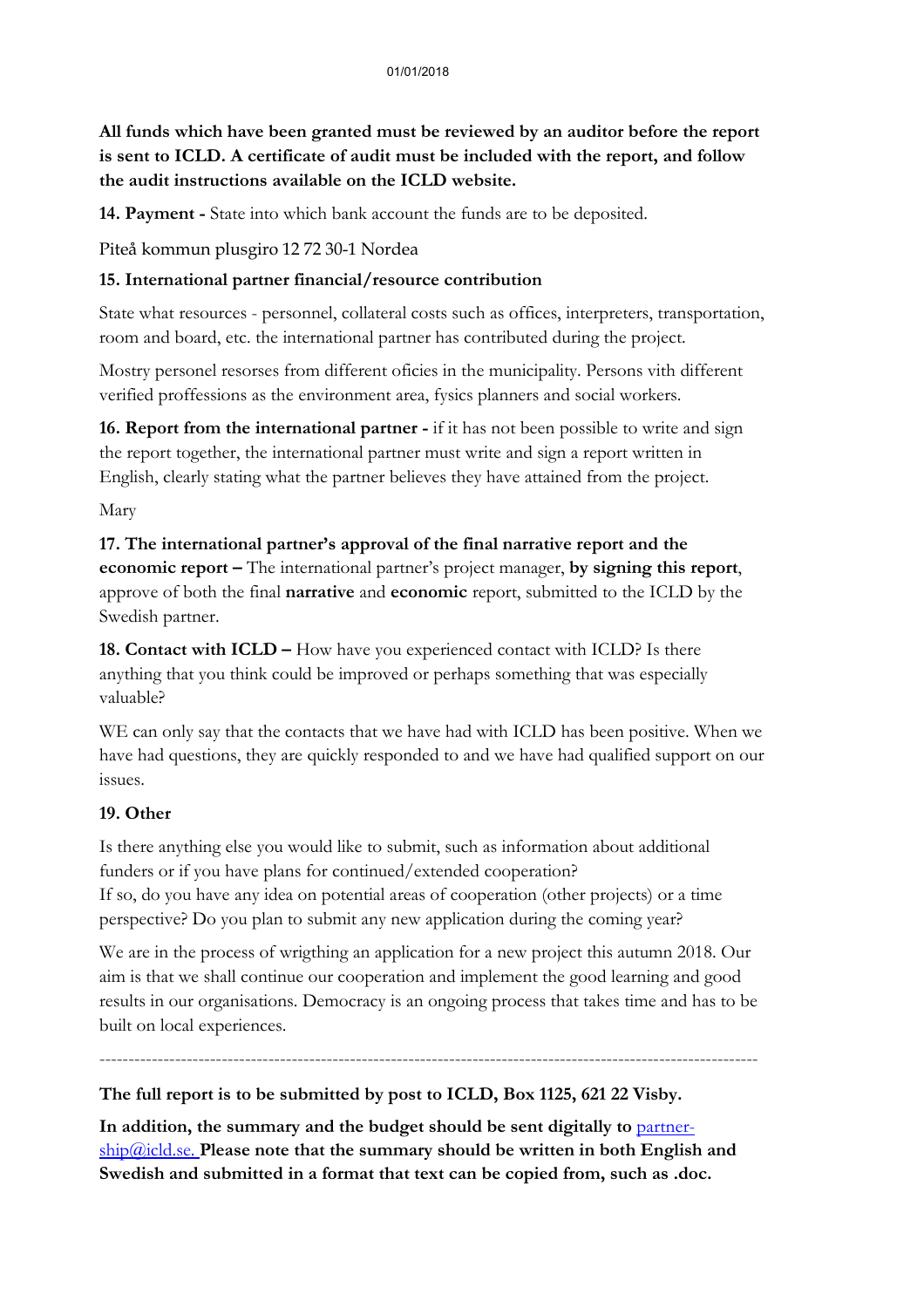**All funds which have been granted must be reviewed by an auditor before the report is sent to ICLD. A certificate of audit must be included with the report, and follow the audit instructions available on the ICLD website.**

**14. Payment -** State into which bank account the funds are to be deposited.

Piteå kommun plusgiro 12 72 30-1 Nordea

**15. International partner financial/resource contribution**

State what resources - personnel, collateral costs such as offices, interpreters, transportation, room and board, etc. the international partner has contributed during the project.

Mostry personel resorses from different oficies in the municipality. Persons vith different verified proffessions as the environment area, fysics planners and social workers.

**16. Report from the international partner -** if it has not been possible to write and sign the report together, the international partner must write and sign a report written in English, clearly stating what the partner believes they have attained from the project.

Mary

**17. The international partner's approval of the final narrative report and the economic report –** The international partner's project manager, **by signing this report**, approve of both the final **narrative** and **economic** report, submitted to the ICLD by the Swedish partner.

**18. Contact with ICLD –** How have you experienced contact with ICLD? Is there anything that you think could be improved or perhaps something that was especially valuable?

WE can only say that the contacts that we have had with ICLD has been positive. When we have had questions, they are quickly responded to and we have had qualified support on our issues.

**19. Other**

Is there anything else you would like to submit, such as information about additional funders or if you have plans for continued/extended cooperation?
If so, do you have any idea on potential areas of cooperation (other projects) or a time perspective? Do you plan to submit any new application during the coming year?

We are in the process of wrigthing an application for a new project this autumn 2018. Our aim is that we shall continue our cooperation and implement the good learning and good results in our organisations. Democracy is an ongoing process that takes time and has to be built on local experiences.

---

**The full report is to be submitted by post to ICLD, Box 1125, 621 22 Visby.**

**In addition, the summary and the budget should be sent digitally to** partner-ship@icld.se. **Please note that the summary should be written in both English and Swedish and submitted in a format that text can be copied from, such as .doc.**